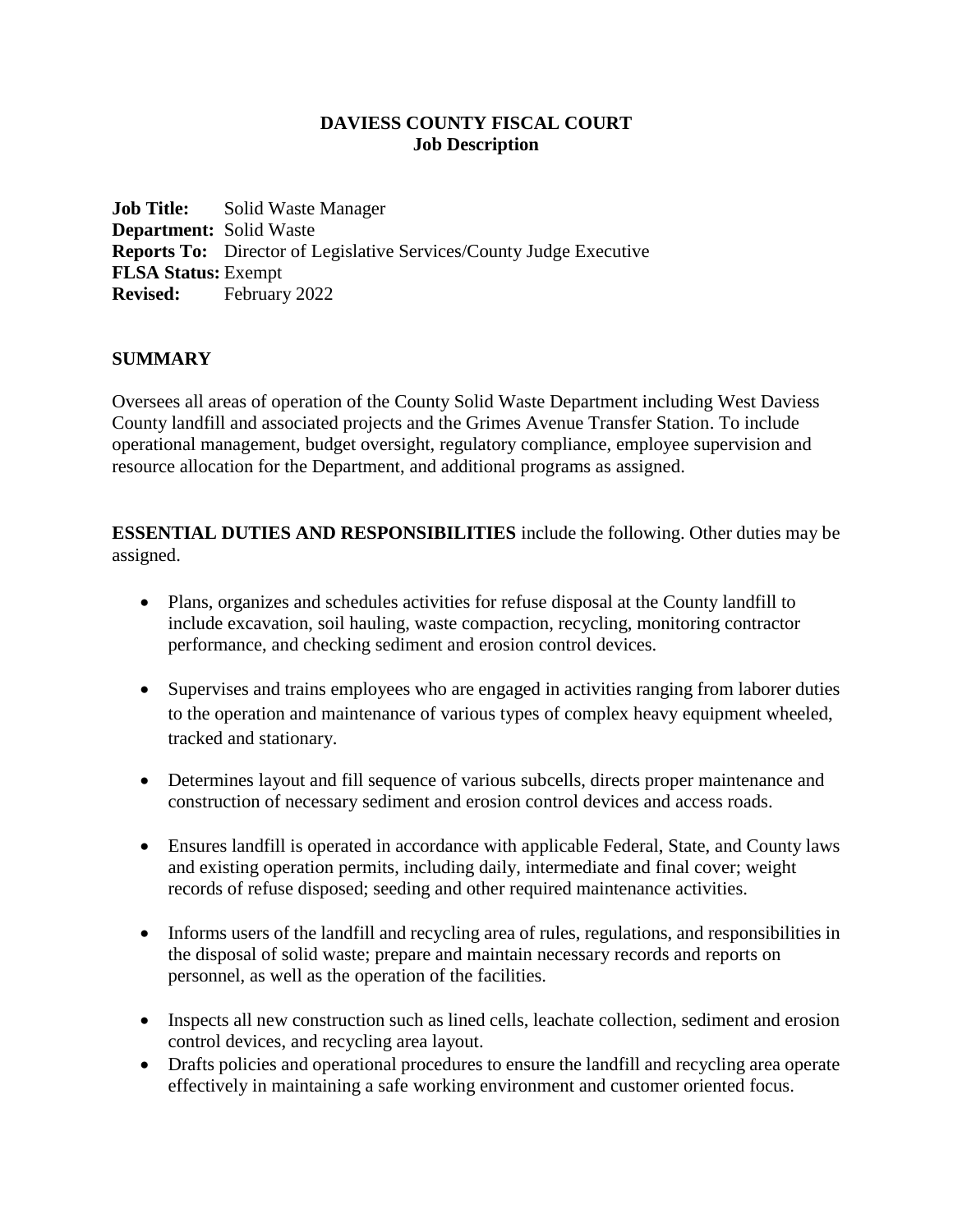**DAVIESS COUNTY FISCAL COURT**
**Job Description**

**Job Title:** Solid Waste Manager
**Department:** Solid Waste
**Reports To:** Director of Legislative Services/County Judge Executive
**FLSA Status:** Exempt
**Revised:** February 2022

## SUMMARY

Oversees all areas of operation of the County Solid Waste Department including West Daviess County landfill and associated projects and the Grimes Avenue Transfer Station. To include operational management, budget oversight, regulatory compliance, employee supervision and resource allocation for the Department, and additional programs as assigned.

**ESSENTIAL DUTIES AND RESPONSIBILITIES** include the following. Other duties may be assigned.

- Plans, organizes and schedules activities for refuse disposal at the County landfill to include excavation, soil hauling, waste compaction, recycling, monitoring contractor performance, and checking sediment and erosion control devices.

- Supervises and trains employees who are engaged in activities ranging from laborer duties to the operation and maintenance of various types of complex heavy equipment wheeled, tracked and stationary.

- Determines layout and fill sequence of various subcells, directs proper maintenance and construction of necessary sediment and erosion control devices and access roads.

- Ensures landfill is operated in accordance with applicable Federal, State, and County laws and existing operation permits, including daily, intermediate and final cover; weight records of refuse disposed; seeding and other required maintenance activities.

- Informs users of the landfill and recycling area of rules, regulations, and responsibilities in the disposal of solid waste; prepare and maintain necessary records and reports on personnel, as well as the operation of the facilities.

- Inspects all new construction such as lined cells, leachate collection, sediment and erosion control devices, and recycling area layout.
- Drafts policies and operational procedures to ensure the landfill and recycling area operate effectively in maintaining a safe working environment and customer oriented focus.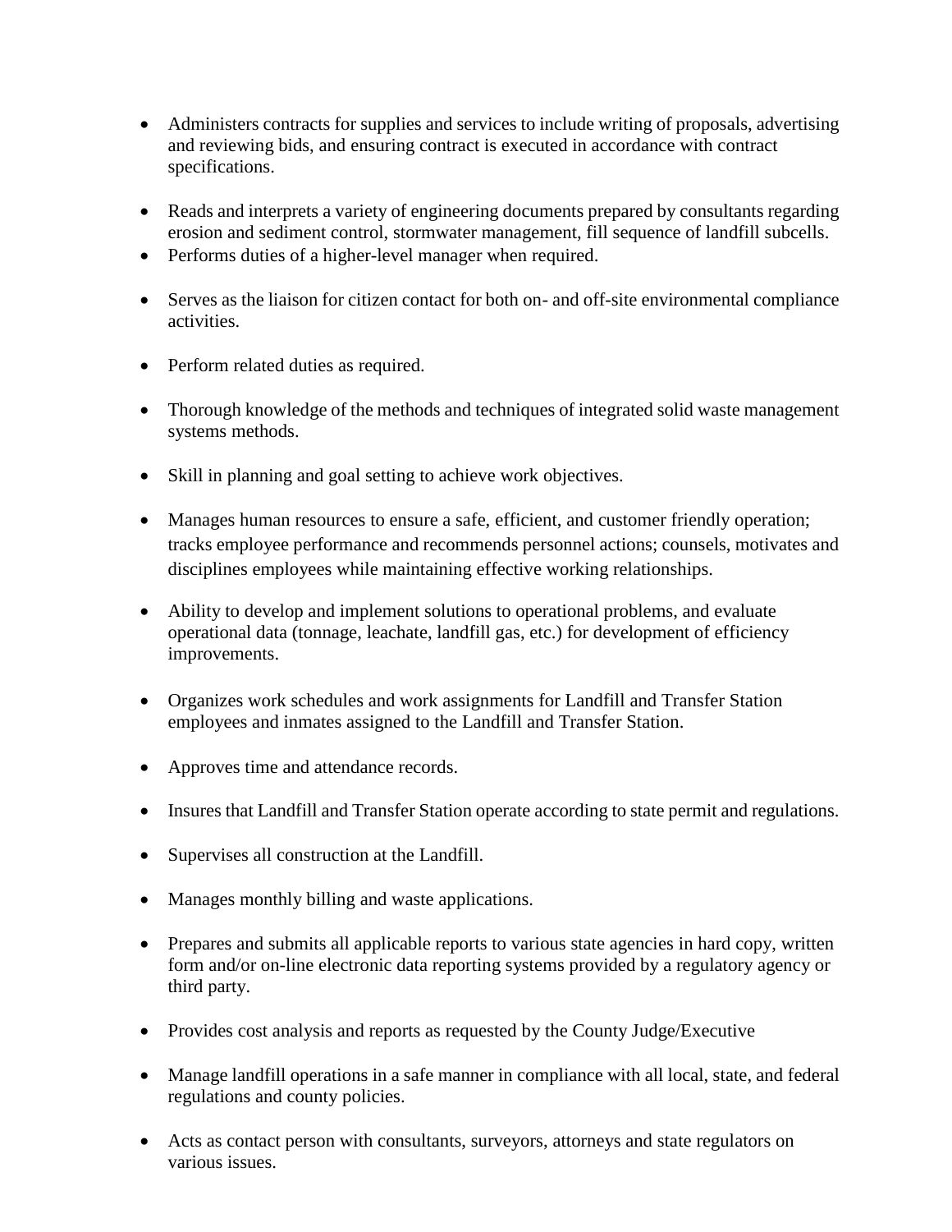- Administers contracts for supplies and services to include writing of proposals, advertising and reviewing bids, and ensuring contract is executed in accordance with contract specifications.

- Reads and interprets a variety of engineering documents prepared by consultants regarding erosion and sediment control, stormwater management, fill sequence of landfill subcells.
- Performs duties of a higher-level manager when required.

- Serves as the liaison for citizen contact for both on- and off-site environmental compliance activities.

- Perform related duties as required.

- Thorough knowledge of the methods and techniques of integrated solid waste management systems methods.

- Skill in planning and goal setting to achieve work objectives.

- Manages human resources to ensure a safe, efficient, and customer friendly operation; tracks employee performance and recommends personnel actions; counsels, motivates and disciplines employees while maintaining effective working relationships.

- Ability to develop and implement solutions to operational problems, and evaluate operational data (tonnage, leachate, landfill gas, etc.) for development of efficiency improvements.

- Organizes work schedules and work assignments for Landfill and Transfer Station employees and inmates assigned to the Landfill and Transfer Station.

- Approves time and attendance records.

- Insures that Landfill and Transfer Station operate according to state permit and regulations.

- Supervises all construction at the Landfill.

- Manages monthly billing and waste applications.

- Prepares and submits all applicable reports to various state agencies in hard copy, written form and/or on-line electronic data reporting systems provided by a regulatory agency or third party.

- Provides cost analysis and reports as requested by the County Judge/Executive

- Manage landfill operations in a safe manner in compliance with all local, state, and federal regulations and county policies.

- Acts as contact person with consultants, surveyors, attorneys and state regulators on various issues.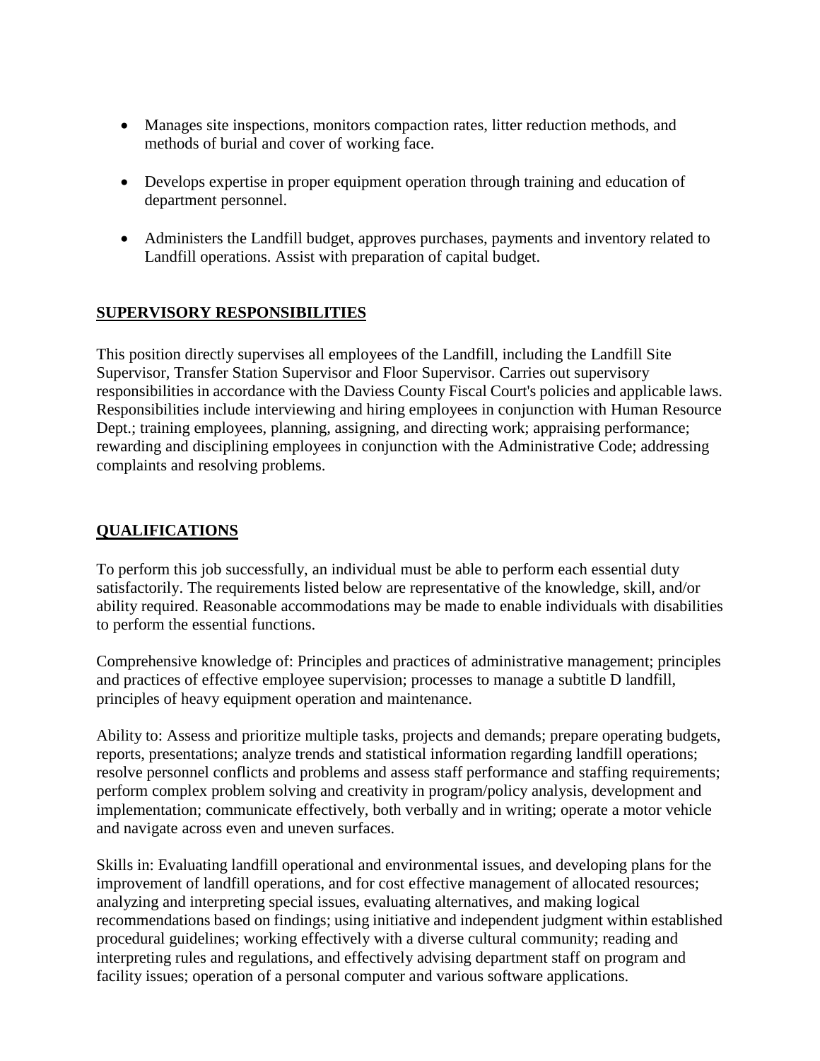- Manages site inspections, monitors compaction rates, litter reduction methods, and methods of burial and cover of working face.

- Develops expertise in proper equipment operation through training and education of department personnel.

- Administers the Landfill budget, approves purchases, payments and inventory related to Landfill operations. Assist with preparation of capital budget.

## SUPERVISORY RESPONSIBILITIES

This position directly supervises all employees of the Landfill, including the Landfill Site Supervisor, Transfer Station Supervisor and Floor Supervisor. Carries out supervisory responsibilities in accordance with the Daviess County Fiscal Court's policies and applicable laws. Responsibilities include interviewing and hiring employees in conjunction with Human Resource Dept.; training employees, planning, assigning, and directing work; appraising performance; rewarding and disciplining employees in conjunction with the Administrative Code; addressing complaints and resolving problems.

## QUALIFICATIONS

To perform this job successfully, an individual must be able to perform each essential duty satisfactorily. The requirements listed below are representative of the knowledge, skill, and/or ability required. Reasonable accommodations may be made to enable individuals with disabilities to perform the essential functions.

Comprehensive knowledge of: Principles and practices of administrative management; principles and practices of effective employee supervision; processes to manage a subtitle D landfill, principles of heavy equipment operation and maintenance.

Ability to: Assess and prioritize multiple tasks, projects and demands; prepare operating budgets, reports, presentations; analyze trends and statistical information regarding landfill operations; resolve personnel conflicts and problems and assess staff performance and staffing requirements; perform complex problem solving and creativity in program/policy analysis, development and implementation; communicate effectively, both verbally and in writing; operate a motor vehicle and navigate across even and uneven surfaces.

Skills in: Evaluating landfill operational and environmental issues, and developing plans for the improvement of landfill operations, and for cost effective management of allocated resources; analyzing and interpreting special issues, evaluating alternatives, and making logical recommendations based on findings; using initiative and independent judgment within established procedural guidelines; working effectively with a diverse cultural community; reading and interpreting rules and regulations, and effectively advising department staff on program and facility issues; operation of a personal computer and various software applications.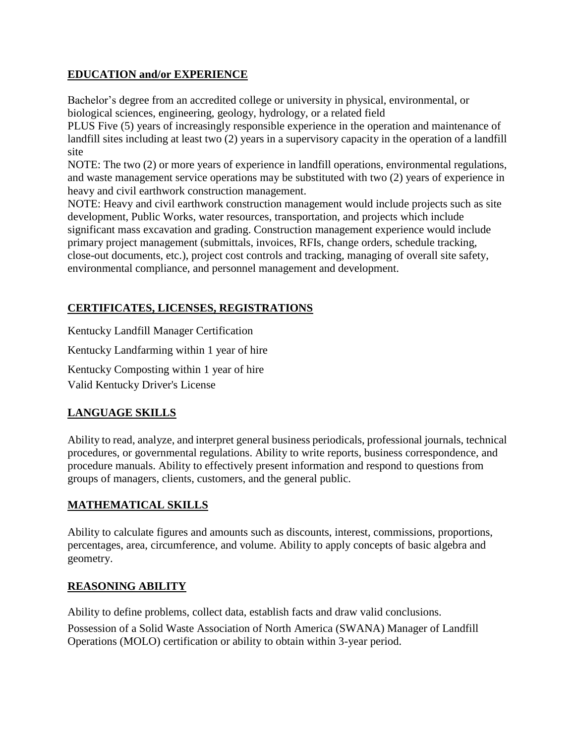## EDUCATION and/or EXPERIENCE

Bachelor's degree from an accredited college or university in physical, environmental, or biological sciences, engineering, geology, hydrology, or a related field

PLUS Five (5) years of increasingly responsible experience in the operation and maintenance of landfill sites including at least two (2) years in a supervisory capacity in the operation of a landfill site

NOTE: The two (2) or more years of experience in landfill operations, environmental regulations, and waste management service operations may be substituted with two (2) years of experience in heavy and civil earthwork construction management.

NOTE: Heavy and civil earthwork construction management would include projects such as site development, Public Works, water resources, transportation, and projects which include significant mass excavation and grading. Construction management experience would include primary project management (submittals, invoices, RFIs, change orders, schedule tracking, close-out documents, etc.), project cost controls and tracking, managing of overall site safety, environmental compliance, and personnel management and development.

## CERTIFICATES, LICENSES, REGISTRATIONS

Kentucky Landfill Manager Certification

Kentucky Landfarming within 1 year of hire

Kentucky Composting within 1 year of hire

Valid Kentucky Driver's License

## LANGUAGE SKILLS

Ability to read, analyze, and interpret general business periodicals, professional journals, technical procedures, or governmental regulations. Ability to write reports, business correspondence, and procedure manuals. Ability to effectively present information and respond to questions from groups of managers, clients, customers, and the general public.

## MATHEMATICAL SKILLS

Ability to calculate figures and amounts such as discounts, interest, commissions, proportions, percentages, area, circumference, and volume. Ability to apply concepts of basic algebra and geometry.

## REASONING ABILITY

Ability to define problems, collect data, establish facts and draw valid conclusions.

Possession of a Solid Waste Association of North America (SWANA) Manager of Landfill Operations (MOLO) certification or ability to obtain within 3-year period.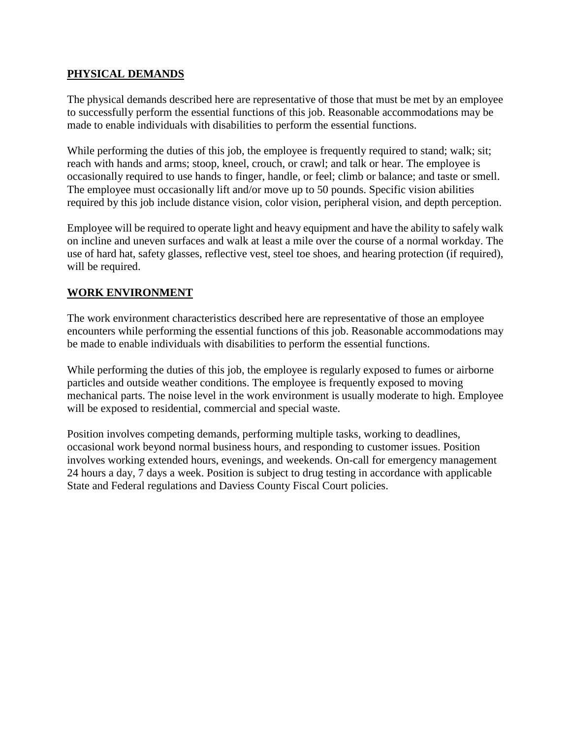## PHYSICAL DEMANDS

The physical demands described here are representative of those that must be met by an employee to successfully perform the essential functions of this job. Reasonable accommodations may be made to enable individuals with disabilities to perform the essential functions.

While performing the duties of this job, the employee is frequently required to stand; walk; sit; reach with hands and arms; stoop, kneel, crouch, or crawl; and talk or hear. The employee is occasionally required to use hands to finger, handle, or feel; climb or balance; and taste or smell. The employee must occasionally lift and/or move up to 50 pounds. Specific vision abilities required by this job include distance vision, color vision, peripheral vision, and depth perception.

Employee will be required to operate light and heavy equipment and have the ability to safely walk on incline and uneven surfaces and walk at least a mile over the course of a normal workday. The use of hard hat, safety glasses, reflective vest, steel toe shoes, and hearing protection (if required), will be required.

## WORK ENVIRONMENT

The work environment characteristics described here are representative of those an employee encounters while performing the essential functions of this job. Reasonable accommodations may be made to enable individuals with disabilities to perform the essential functions.

While performing the duties of this job, the employee is regularly exposed to fumes or airborne particles and outside weather conditions. The employee is frequently exposed to moving mechanical parts. The noise level in the work environment is usually moderate to high. Employee will be exposed to residential, commercial and special waste.

Position involves competing demands, performing multiple tasks, working to deadlines, occasional work beyond normal business hours, and responding to customer issues. Position involves working extended hours, evenings, and weekends. On-call for emergency management 24 hours a day, 7 days a week. Position is subject to drug testing in accordance with applicable State and Federal regulations and Daviess County Fiscal Court policies.